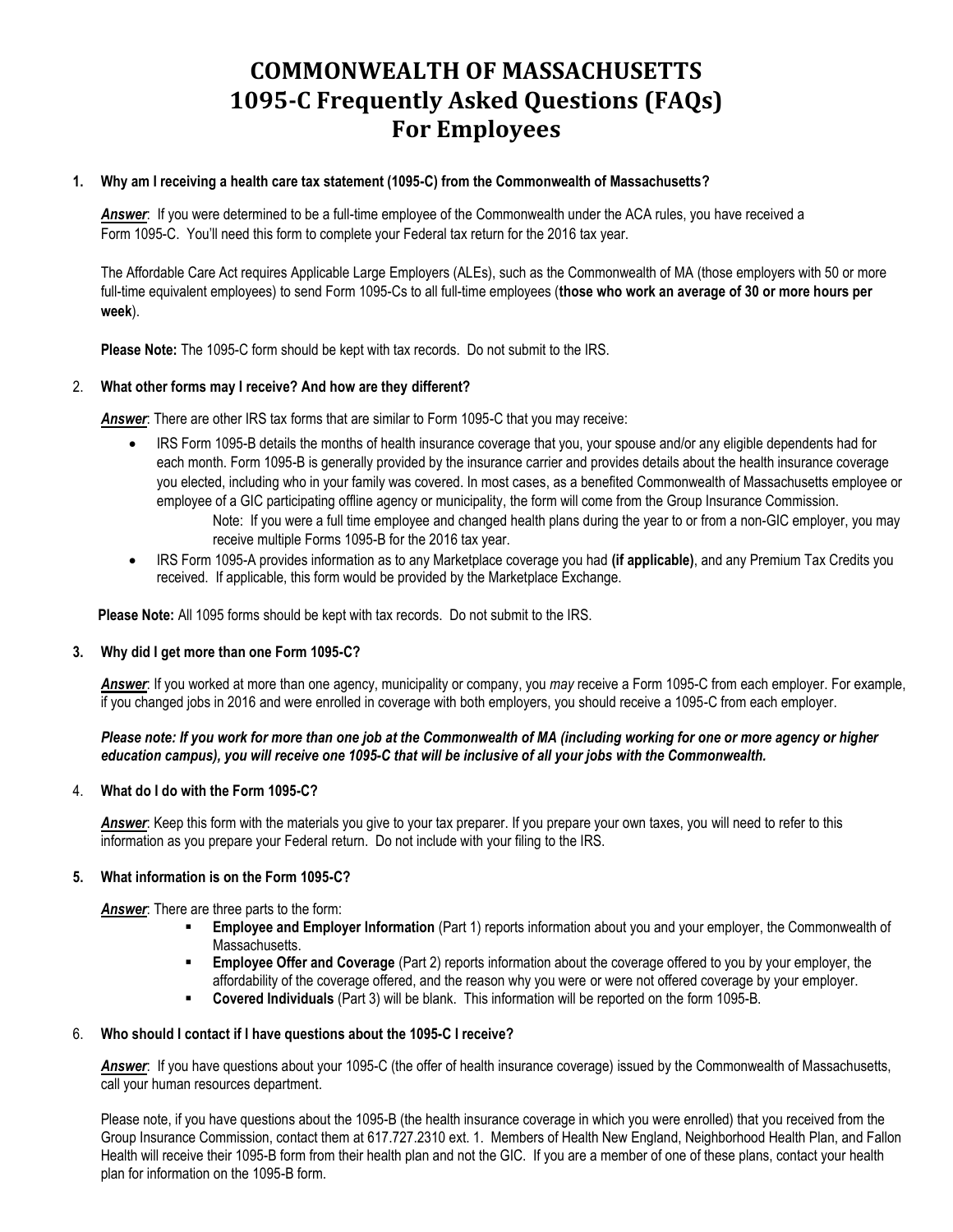# COMMONWEALTH OF MASSACHUSETTS
# 1095-C Frequently Asked Questions (FAQs)
# For Employees

**1. Why am I receiving a health care tax statement (1095-C) from the Commonwealth of Massachusetts?**

***Answer***: If you were determined to be a full-time employee of the Commonwealth under the ACA rules, you have received a Form 1095-C. You'll need this form to complete your Federal tax return for the 2016 tax year.

The Affordable Care Act requires Applicable Large Employers (ALEs), such as the Commonwealth of MA (those employers with 50 or more full-time equivalent employees) to send Form 1095-Cs to all full-time employees (**those who work an average of 30 or more hours per week**).

**Please Note:** The 1095-C form should be kept with tax records. Do not submit to the IRS.

2. **What other forms may I receive? And how are they different?**

***Answer***: There are other IRS tax forms that are similar to Form 1095-C that you may receive:

- IRS Form 1095-B details the months of health insurance coverage that you, your spouse and/or any eligible dependents had for each month. Form 1095-B is generally provided by the insurance carrier and provides details about the health insurance coverage you elected, including who in your family was covered. In most cases, as a benefited Commonwealth of Massachusetts employee or employee of a GIC participating offline agency or municipality, the form will come from the Group Insurance Commission.

  Note: If you were a full time employee and changed health plans during the year to or from a non-GIC employer, you may receive multiple Forms 1095-B for the 2016 tax year.
- IRS Form 1095-A provides information as to any Marketplace coverage you had **(if applicable)**, and any Premium Tax Credits you received. If applicable, this form would be provided by the Marketplace Exchange.

**Please Note:** All 1095 forms should be kept with tax records. Do not submit to the IRS.

**3. Why did I get more than one Form 1095-C?**

***Answer***: If you worked at more than one agency, municipality or company, you *may* receive a Form 1095-C from each employer. For example, if you changed jobs in 2016 and were enrolled in coverage with both employers, you should receive a 1095-C from each employer.

***Please note: If you work for more than one job at the Commonwealth of MA (including working for one or more agency or higher education campus), you will receive one 1095-C that will be inclusive of all your jobs with the Commonwealth.***

4. **What do I do with the Form 1095-C?**

***Answer***: Keep this form with the materials you give to your tax preparer. If you prepare your own taxes, you will need to refer to this information as you prepare your Federal return. Do not include with your filing to the IRS.

**5. What information is on the Form 1095-C?**

***Answer***: There are three parts to the form:

- **Employee and Employer Information** (Part 1) reports information about you and your employer, the Commonwealth of Massachusetts.
- **Employee Offer and Coverage** (Part 2) reports information about the coverage offered to you by your employer, the affordability of the coverage offered, and the reason why you were or were not offered coverage by your employer.
- **Covered Individuals** (Part 3) will be blank. This information will be reported on the form 1095-B.

6. **Who should I contact if I have questions about the 1095-C I receive?**

***Answer***: If you have questions about your 1095-C (the offer of health insurance coverage) issued by the Commonwealth of Massachusetts, call your human resources department.

Please note, if you have questions about the 1095-B (the health insurance coverage in which you were enrolled) that you received from the Group Insurance Commission, contact them at 617.727.2310 ext. 1. Members of Health New England, Neighborhood Health Plan, and Fallon Health will receive their 1095-B form from their health plan and not the GIC. If you are a member of one of these plans, contact your health plan for information on the 1095-B form.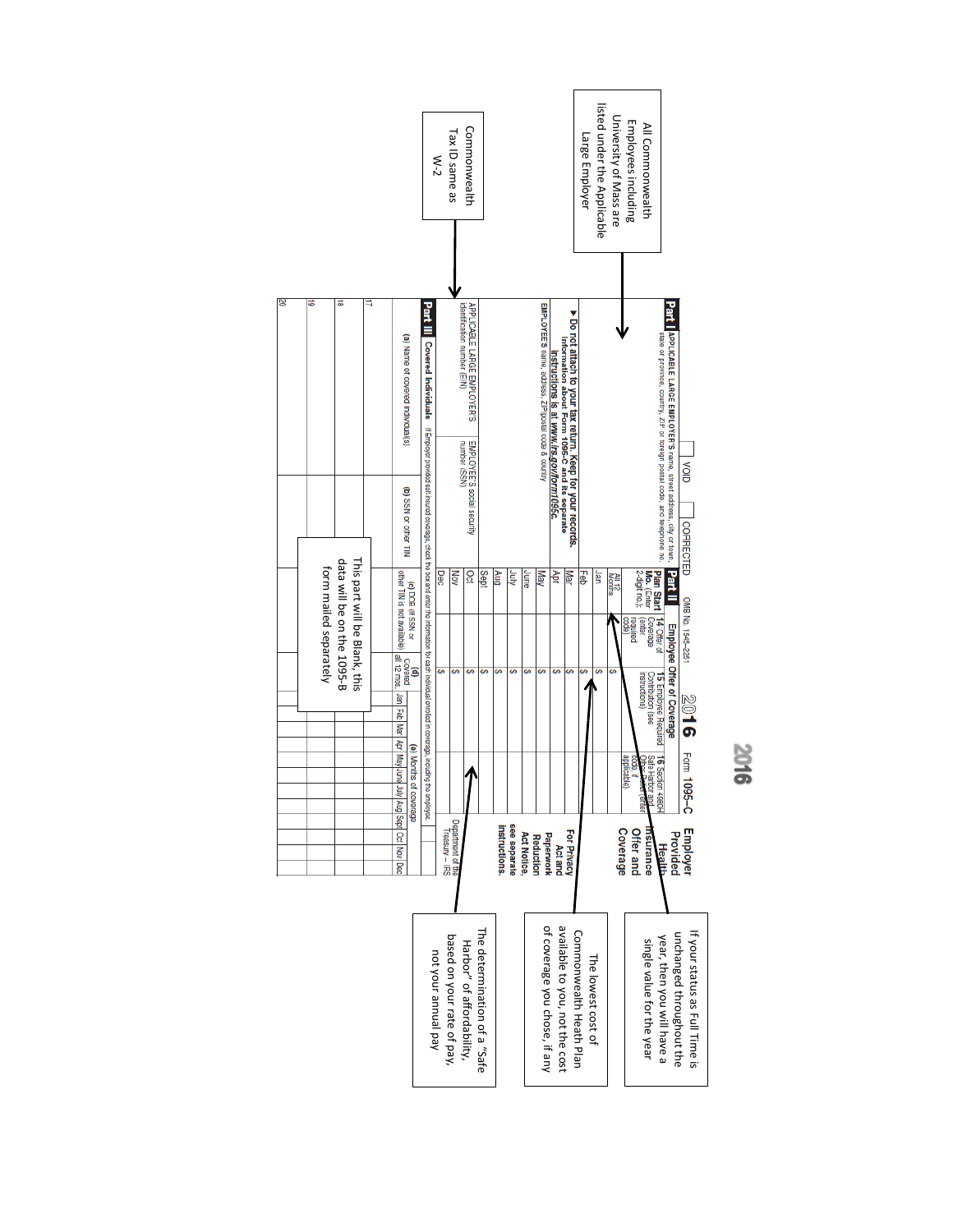2016

All Commonwealth Employees including University of Mass are listed under the Applicable Large Employer

Commonwealth Tax ID same as W-2

If your status as Full Time is unchanged throughout the year, then you will have a single value for the year

The lowest cost of Commonwealth Heath Plan available to you, not the cost of coverage you chose, if any

The determination of a "Safe Harbor" of affordability, based on your rate of pay, not your annual pay

This part will be Blank, this data will be on the 1095-B form mailed separately

VOID | CORRECTED | OMB No. 1545-2251 | 2016 Form 1095-C

**Employer Provided Health Insurance Offer and Coverage**

Department of the Treasury – IRS

**Part I** APPLICABLE LARGE EMPLOYER'S name, street address, city or town, state or province, country, ZIP or foreign postal code, and telephone no.

▶ **Do not attach to your tax return. Keep for your records. Information about Form 1095-C and its separate instructions is at *www.irs.gov/form1095c*.**

EMPLOYEE'S name, address, ZIP/postal code & country

APPLICABLE LARGE EMPLOYER'S identification number (EIN) | EMPLOYEE'S social security number (SSN)

**Part II** Employee Offer of Coverage

**Plan Start Mo.** (Enter 2-digit no.):

| | 14 Offer of Coverage (enter required code) | 15 Employee Required Contribution (see instructions) | 16 Section 4980H Safe Harbor and Other Relief (enter code, if applicable) |
|---|---|---|---|
| All 12 Months | | $ | |
| Jan | | $ | |
| Feb | | $ | |
| Mar | | $ | |
| Apr | | $ | |
| May | | $ | |
| June | | $ | |
| July | | $ | |
| Aug | | $ | |
| Sept | | $ | |
| Oct | | $ | |
| Nov | | $ | |
| Dec | | $ | |

**For Privacy Act and Paperwork Reduction Act Notice, see separate instructions.**

**Part III** Covered Individuals If Employer provided self-insured coverage, check the box and enter the information for each individual enrolled in coverage, including the employee.

| | (a) Name of covered individual(s) | (b) SSN or other TIN | (c) DOB (if SSN or other TIN is not available) | (d) Covered all 12 mos. | (e) Months of coverage: Jan | Feb | Mar | Apr | May | June | July | Aug | Sept | Oct | Nov | Dec |
|---|---|---|---|---|---|---|---|---|---|---|---|---|---|---|---|---|
| 17 | | | | | | | | | | | | | | | | |
| 18 | | | | | | | | | | | | | | | | |
| 19 | | | | | | | | | | | | | | | | |
| 20 | | | | | | | | | | | | | | | | |